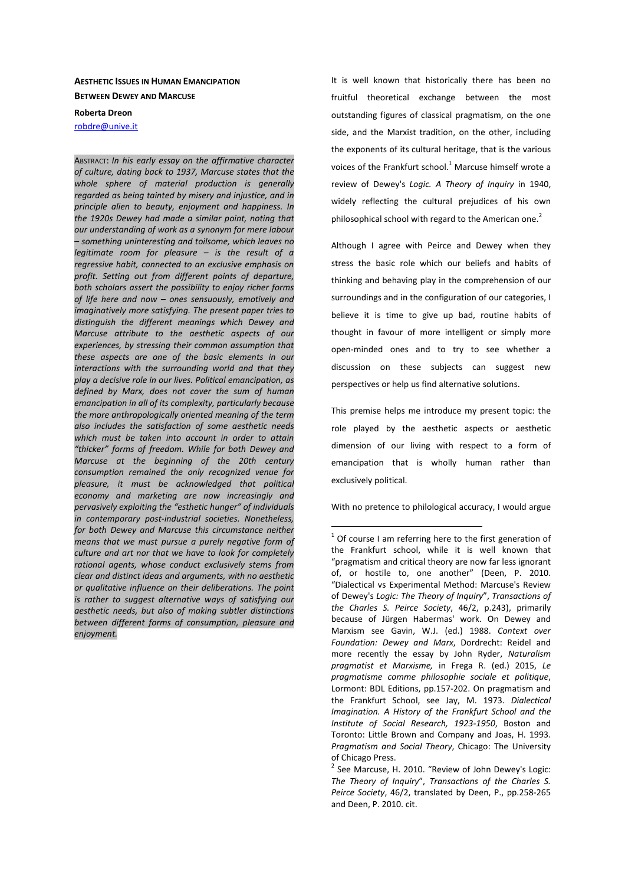# AESTHETIC ISSUES IN HUMAN EMANCIPATION BETWEEN DEWEY AND MARCUSE

**Roberta Dreon**
robdre@unive.it

ABSTRACT: *In his early essay on the affirmative character of culture, dating back to 1937, Marcuse states that the whole sphere of material production is generally regarded as being tainted by misery and injustice, and in principle alien to beauty, enjoyment and happiness. In the 1920s Dewey had made a similar point, noting that our understanding of work as a synonym for mere labour – something uninteresting and toilsome, which leaves no legitimate room for pleasure – is the result of a regressive habit, connected to an exclusive emphasis on profit. Setting out from different points of departure, both scholars assert the possibility to enjoy richer forms of life here and now – ones sensuously, emotively and imaginatively more satisfying. The present paper tries to distinguish the different meanings which Dewey and Marcuse attribute to the aesthetic aspects of our experiences, by stressing their common assumption that these aspects are one of the basic elements in our interactions with the surrounding world and that they play a decisive role in our lives. Political emancipation, as defined by Marx, does not cover the sum of human emancipation in all of its complexity, particularly because the more anthropologically oriented meaning of the term also includes the satisfaction of some aesthetic needs which must be taken into account in order to attain "thicker" forms of freedom. While for both Dewey and Marcuse at the beginning of the 20th century consumption remained the only recognized venue for pleasure, it must be acknowledged that political economy and marketing are now increasingly and pervasively exploiting the "esthetic hunger" of individuals in contemporary post-industrial societies. Nonetheless, for both Dewey and Marcuse this circumstance neither means that we must pursue a purely negative form of culture and art nor that we have to look for completely rational agents, whose conduct exclusively stems from clear and distinct ideas and arguments, with no aesthetic or qualitative influence on their deliberations. The point is rather to suggest alternative ways of satisfying our aesthetic needs, but also of making subtler distinctions between different forms of consumption, pleasure and enjoyment.*

It is well known that historically there has been no fruitful theoretical exchange between the most outstanding figures of classical pragmatism, on the one side, and the Marxist tradition, on the other, including the exponents of its cultural heritage, that is the various voices of the Frankfurt school.[1] Marcuse himself wrote a review of Dewey's *Logic. A Theory of Inquiry* in 1940, widely reflecting the cultural prejudices of his own philosophical school with regard to the American one.[2]

Although I agree with Peirce and Dewey when they stress the basic role which our beliefs and habits of thinking and behaving play in the comprehension of our surroundings and in the configuration of our categories, I believe it is time to give up bad, routine habits of thought in favour of more intelligent or simply more open-minded ones and to try to see whether a discussion on these subjects can suggest new perspectives or help us find alternative solutions.

This premise helps me introduce my present topic: the role played by the aesthetic aspects or aesthetic dimension of our living with respect to a form of emancipation that is wholly human rather than exclusively political.

With no pretence to philological accuracy, I would argue

---

[1] Of course I am referring here to the first generation of the Frankfurt school, while it is well known that "pragmatism and critical theory are now far less ignorant of, or hostile to, one another" (Deen, P. 2010. "Dialectical vs Experimental Method: Marcuse's Review of Dewey's *Logic: The Theory of Inquiry*", *Transactions of the Charles S. Peirce Society*, 46/2, p.243), primarily because of Jürgen Habermas' work. On Dewey and Marxism see Gavin, W.J. (ed.) 1988. *Context over Foundation: Dewey and Marx*, Dordrecht: Reidel and more recently the essay by John Ryder, *Naturalism pragmatist et Marxisme,* in Frega R. (ed.) 2015, *Le pragmatisme comme philosophie sociale et politique*, Lormont: BDL Editions, pp.157-202. On pragmatism and the Frankfurt School, see Jay, M. 1973. *Dialectical Imagination. A History of the Frankfurt School and the Institute of Social Research, 1923-1950*, Boston and Toronto: Little Brown and Company and Joas, H. 1993. *Pragmatism and Social Theory*, Chicago: The University of Chicago Press.

[2] See Marcuse, H. 2010. "Review of John Dewey's Logic: *The Theory of Inquiry*", *Transactions of the Charles S. Peirce Society*, 46/2, translated by Deen, P., pp.258-265 and Deen, P. 2010. cit.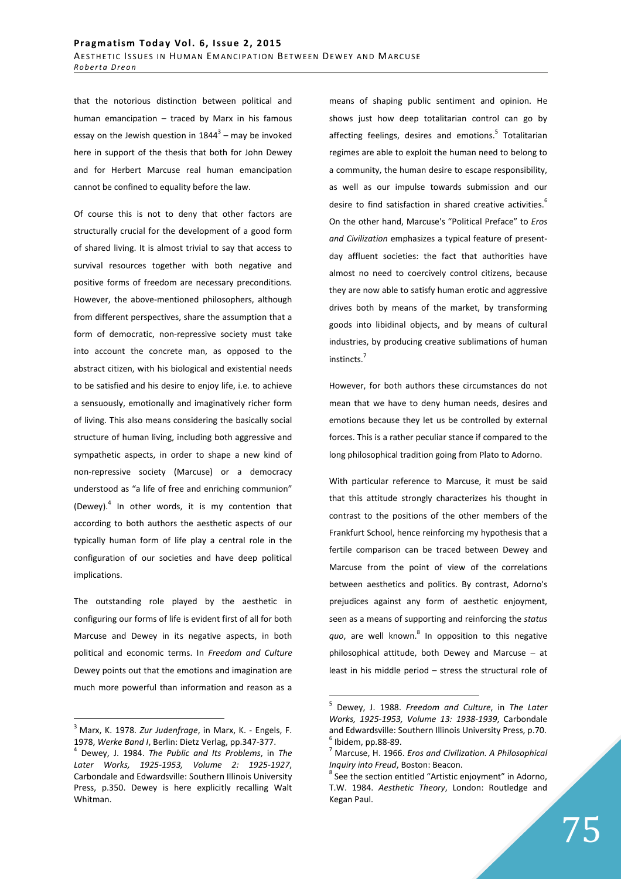that the notorious distinction between political and human emancipation – traced by Marx in his famous essay on the Jewish question in 1844[3] – may be invoked here in support of the thesis that both for John Dewey and for Herbert Marcuse real human emancipation cannot be confined to equality before the law.

Of course this is not to deny that other factors are structurally crucial for the development of a good form of shared living. It is almost trivial to say that access to survival resources together with both negative and positive forms of freedom are necessary preconditions. However, the above-mentioned philosophers, although from different perspectives, share the assumption that a form of democratic, non-repressive society must take into account the concrete man, as opposed to the abstract citizen, with his biological and existential needs to be satisfied and his desire to enjoy life, i.e. to achieve a sensuously, emotionally and imaginatively richer form of living. This also means considering the basically social structure of human living, including both aggressive and sympathetic aspects, in order to shape a new kind of non-repressive society (Marcuse) or a democracy understood as "a life of free and enriching communion" (Dewey).[4] In other words, it is my contention that according to both authors the aesthetic aspects of our typically human form of life play a central role in the configuration of our societies and have deep political implications.

The outstanding role played by the aesthetic in configuring our forms of life is evident first of all for both Marcuse and Dewey in its negative aspects, in both political and economic terms. In *Freedom and Culture* Dewey points out that the emotions and imagination are much more powerful than information and reason as a means of shaping public sentiment and opinion. He shows just how deep totalitarian control can go by affecting feelings, desires and emotions.[5] Totalitarian regimes are able to exploit the human need to belong to a community, the human desire to escape responsibility, as well as our impulse towards submission and our desire to find satisfaction in shared creative activities.[6] On the other hand, Marcuse's "Political Preface" to *Eros and Civilization* emphasizes a typical feature of present-day affluent societies: the fact that authorities have almost no need to coercively control citizens, because they are now able to satisfy human erotic and aggressive drives both by means of the market, by transforming goods into libidinal objects, and by means of cultural industries, by producing creative sublimations of human instincts.[7]

However, for both authors these circumstances do not mean that we have to deny human needs, desires and emotions because they let us be controlled by external forces. This is a rather peculiar stance if compared to the long philosophical tradition going from Plato to Adorno.

With particular reference to Marcuse, it must be said that this attitude strongly characterizes his thought in contrast to the positions of the other members of the Frankfurt School, hence reinforcing my hypothesis that a fertile comparison can be traced between Dewey and Marcuse from the point of view of the correlations between aesthetics and politics. By contrast, Adorno's prejudices against any form of aesthetic enjoyment, seen as a means of supporting and reinforcing the *status quo*, are well known.[8] In opposition to this negative philosophical attitude, both Dewey and Marcuse – at least in his middle period – stress the structural role of

---

[3] Marx, K. 1978. *Zur Judenfrage*, in Marx, K. - Engels, F. 1978, *Werke Band I*, Berlin: Dietz Verlag, pp.347-377.

[4] Dewey, J. 1984. *The Public and Its Problems*, in *The Later Works, 1925-1953, Volume 2: 1925-1927*, Carbondale and Edwardsville: Southern Illinois University Press, p.350. Dewey is here explicitly recalling Walt Whitman.

[5] Dewey, J. 1988. *Freedom and Culture*, in *The Later Works, 1925-1953, Volume 13: 1938-1939*, Carbondale and Edwardsville: Southern Illinois University Press, p.70.

[6] Ibidem, pp.88-89.

[7] Marcuse, H. 1966. *Eros and Civilization. A Philosophical Inquiry into Freud*, Boston: Beacon.

[8] See the section entitled "Artistic enjoyment" in Adorno, T.W. 1984. *Aesthetic Theory*, London: Routledge and Kegan Paul.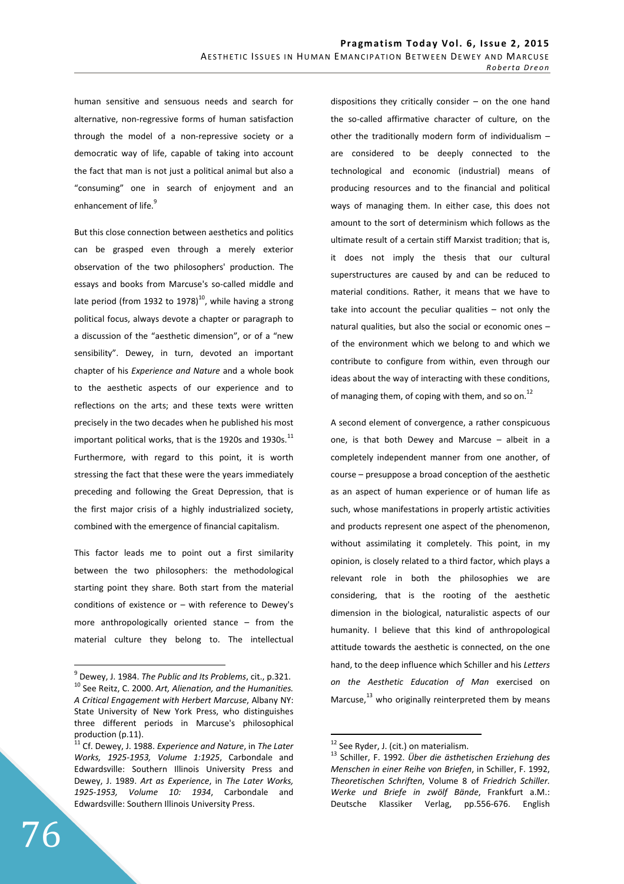human sensitive and sensuous needs and search for alternative, non-regressive forms of human satisfaction through the model of a non-repressive society or a democratic way of life, capable of taking into account the fact that man is not just a political animal but also a "consuming" one in search of enjoyment and an enhancement of life.[9]

But this close connection between aesthetics and politics can be grasped even through a merely exterior observation of the two philosophers' production. The essays and books from Marcuse's so-called middle and late period (from 1932 to 1978)[10], while having a strong political focus, always devote a chapter or paragraph to a discussion of the "aesthetic dimension", or of a "new sensibility". Dewey, in turn, devoted an important chapter of his *Experience and Nature* and a whole book to the aesthetic aspects of our experience and to reflections on the arts; and these texts were written precisely in the two decades when he published his most important political works, that is the 1920s and 1930s.[11] Furthermore, with regard to this point, it is worth stressing the fact that these were the years immediately preceding and following the Great Depression, that is the first major crisis of a highly industrialized society, combined with the emergence of financial capitalism.

This factor leads me to point out a first similarity between the two philosophers: the methodological starting point they share. Both start from the material conditions of existence or – with reference to Dewey's more anthropologically oriented stance – from the material culture they belong to. The intellectual dispositions they critically consider – on the one hand the so-called affirmative character of culture, on the other the traditionally modern form of individualism – are considered to be deeply connected to the technological and economic (industrial) means of producing resources and to the financial and political ways of managing them. In either case, this does not amount to the sort of determinism which follows as the ultimate result of a certain stiff Marxist tradition; that is, it does not imply the thesis that our cultural superstructures are caused by and can be reduced to material conditions. Rather, it means that we have to take into account the peculiar qualities – not only the natural qualities, but also the social or economic ones – of the environment which we belong to and which we contribute to configure from within, even through our ideas about the way of interacting with these conditions, of managing them, of coping with them, and so on.[12]

A second element of convergence, a rather conspicuous one, is that both Dewey and Marcuse – albeit in a completely independent manner from one another, of course – presuppose a broad conception of the aesthetic as an aspect of human experience or of human life as such, whose manifestations in properly artistic activities and products represent one aspect of the phenomenon, without assimilating it completely. This point, in my opinion, is closely related to a third factor, which plays a relevant role in both the philosophies we are considering, that is the rooting of the aesthetic dimension in the biological, naturalistic aspects of our humanity. I believe that this kind of anthropological attitude towards the aesthetic is connected, on the one hand, to the deep influence which Schiller and his *Letters on the Aesthetic Education of Man* exercised on Marcuse,[13] who originally reinterpreted them by means

---

[9] Dewey, J. 1984. *The Public and Its Problems*, cit., p.321.

[10] See Reitz, C. 2000. *Art, Alienation, and the Humanities. A Critical Engagement with Herbert Marcuse*, Albany NY: State University of New York Press, who distinguishes three different periods in Marcuse's philosophical production (p.11).

[11] Cf. Dewey, J. 1988. *Experience and Nature*, in *The Later Works, 1925-1953, Volume 1:1925*, Carbondale and Edwardsville: Southern Illinois University Press and Dewey, J. 1989. *Art as Experience*, in *The Later Works, 1925-1953, Volume 10: 1934*, Carbondale and Edwardsville: Southern Illinois University Press.

[12] See Ryder, J. (cit.) on materialism.

[13] Schiller, F. 1992. *Über die ästhetischen Erziehung des Menschen in einer Reihe von Briefen*, in Schiller, F. 1992, *Theoretischen Schriften*, Volume 8 of *Friedrich Schiller. Werke und Briefe in zwölf Bände*, Frankfurt a.M.: Deutsche Klassiker Verlag, pp.556-676. English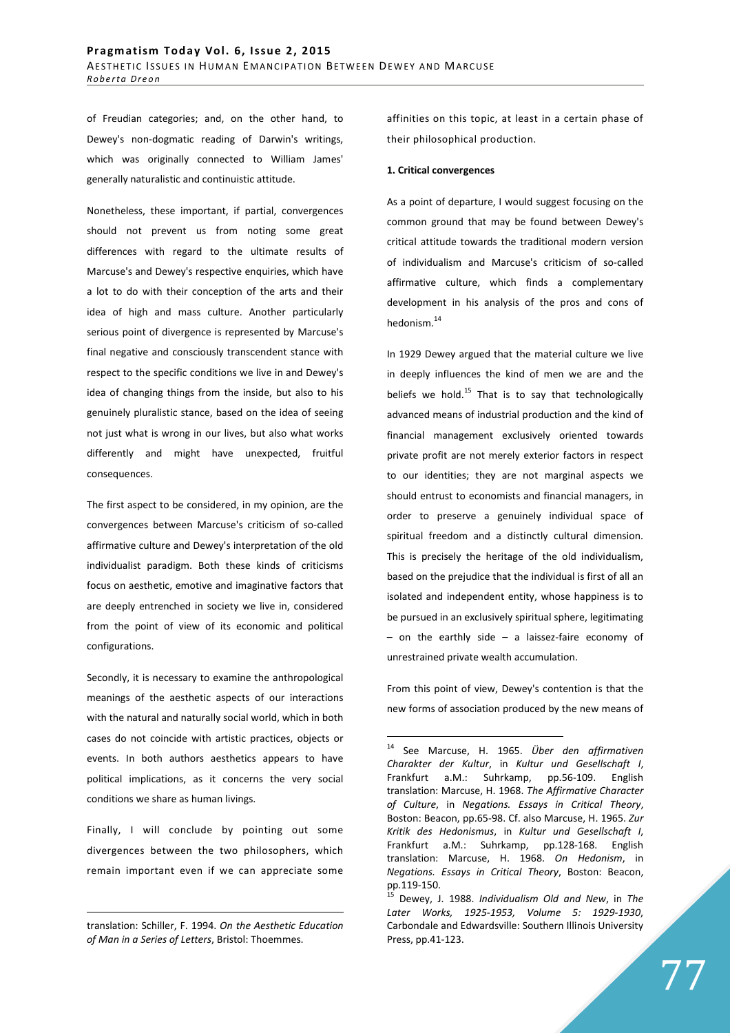of Freudian categories; and, on the other hand, to Dewey's non-dogmatic reading of Darwin's writings, which was originally connected to William James' generally naturalistic and continuistic attitude.

Nonetheless, these important, if partial, convergences should not prevent us from noting some great differences with regard to the ultimate results of Marcuse's and Dewey's respective enquiries, which have a lot to do with their conception of the arts and their idea of high and mass culture. Another particularly serious point of divergence is represented by Marcuse's final negative and consciously transcendent stance with respect to the specific conditions we live in and Dewey's idea of changing things from the inside, but also to his genuinely pluralistic stance, based on the idea of seeing not just what is wrong in our lives, but also what works differently and might have unexpected, fruitful consequences.

The first aspect to be considered, in my opinion, are the convergences between Marcuse's criticism of so-called affirmative culture and Dewey's interpretation of the old individualist paradigm. Both these kinds of criticisms focus on aesthetic, emotive and imaginative factors that are deeply entrenched in society we live in, considered from the point of view of its economic and political configurations.

Secondly, it is necessary to examine the anthropological meanings of the aesthetic aspects of our interactions with the natural and naturally social world, which in both cases do not coincide with artistic practices, objects or events. In both authors aesthetics appears to have political implications, as it concerns the very social conditions we share as human livings.

Finally, I will conclude by pointing out some divergences between the two philosophers, which remain important even if we can appreciate some affinities on this topic, at least in a certain phase of their philosophical production.

**1. Critical convergences**

As a point of departure, I would suggest focusing on the common ground that may be found between Dewey's critical attitude towards the traditional modern version of individualism and Marcuse's criticism of so-called affirmative culture, which finds a complementary development in his analysis of the pros and cons of hedonism.[14]

In 1929 Dewey argued that the material culture we live in deeply influences the kind of men we are and the beliefs we hold.[15] That is to say that technologically advanced means of industrial production and the kind of financial management exclusively oriented towards private profit are not merely exterior factors in respect to our identities; they are not marginal aspects we should entrust to economists and financial managers, in order to preserve a genuinely individual space of spiritual freedom and a distinctly cultural dimension. This is precisely the heritage of the old individualism, based on the prejudice that the individual is first of all an isolated and independent entity, whose happiness is to be pursued in an exclusively spiritual sphere, legitimating – on the earthly side – a laissez-faire economy of unrestrained private wealth accumulation.

From this point of view, Dewey's contention is that the new forms of association produced by the new means of

---

translation: Schiller, F. 1994. *On the Aesthetic Education of Man in a Series of Letters*, Bristol: Thoemmes.

[14] See Marcuse, H. 1965. *Über den affirmativen Charakter der Kultur*, in *Kultur und Gesellschaft I*, Frankfurt a.M.: Suhrkamp, pp.56-109. English translation: Marcuse, H. 1968. *The Affirmative Character of Culture*, in *Negations. Essays in Critical Theory*, Boston: Beacon, pp.65-98. Cf. also Marcuse, H. 1965. *Zur Kritik des Hedonismus*, in *Kultur und Gesellschaft I*, Frankfurt a.M.: Suhrkamp, pp.128-168. English translation: Marcuse, H. 1968. *On Hedonism*, in *Negations. Essays in Critical Theory*, Boston: Beacon, pp.119-150.

[15] Dewey, J. 1988. *Individualism Old and New*, in *The Later Works, 1925-1953, Volume 5: 1929-1930*, Carbondale and Edwardsville: Southern Illinois University Press, pp.41-123.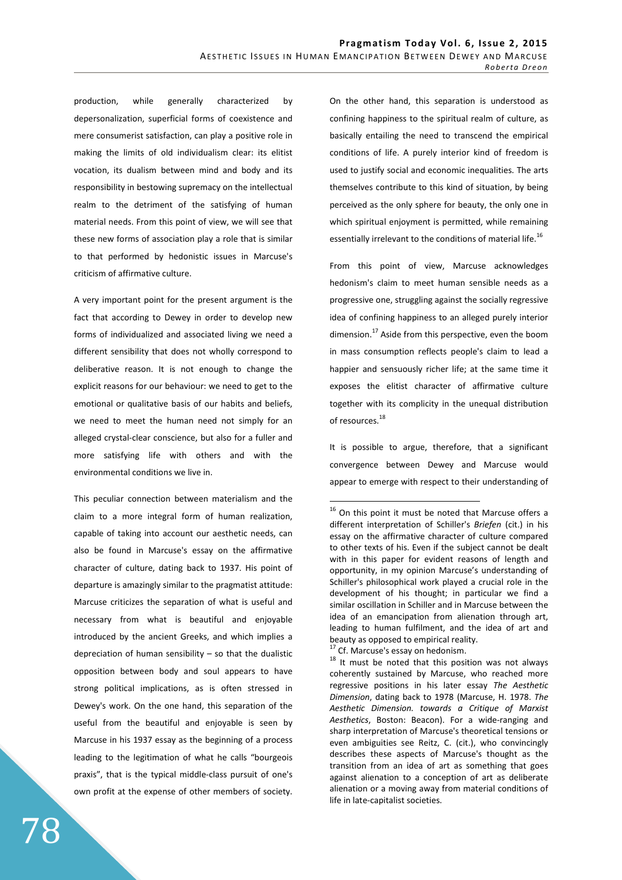production, while generally characterized by depersonalization, superficial forms of coexistence and mere consumerist satisfaction, can play a positive role in making the limits of old individualism clear: its elitist vocation, its dualism between mind and body and its responsibility in bestowing supremacy on the intellectual realm to the detriment of the satisfying of human material needs. From this point of view, we will see that these new forms of association play a role that is similar to that performed by hedonistic issues in Marcuse's criticism of affirmative culture.

A very important point for the present argument is the fact that according to Dewey in order to develop new forms of individualized and associated living we need a different sensibility that does not wholly correspond to deliberative reason. It is not enough to change the explicit reasons for our behaviour: we need to get to the emotional or qualitative basis of our habits and beliefs, we need to meet the human need not simply for an alleged crystal-clear conscience, but also for a fuller and more satisfying life with others and with the environmental conditions we live in.

This peculiar connection between materialism and the claim to a more integral form of human realization, capable of taking into account our aesthetic needs, can also be found in Marcuse's essay on the affirmative character of culture, dating back to 1937. His point of departure is amazingly similar to the pragmatist attitude: Marcuse criticizes the separation of what is useful and necessary from what is beautiful and enjoyable introduced by the ancient Greeks, and which implies a depreciation of human sensibility – so that the dualistic opposition between body and soul appears to have strong political implications, as is often stressed in Dewey's work. On the one hand, this separation of the useful from the beautiful and enjoyable is seen by Marcuse in his 1937 essay as the beginning of a process leading to the legitimation of what he calls "bourgeois praxis", that is the typical middle-class pursuit of one's own profit at the expense of other members of society. On the other hand, this separation is understood as confining happiness to the spiritual realm of culture, as basically entailing the need to transcend the empirical conditions of life. A purely interior kind of freedom is used to justify social and economic inequalities. The arts themselves contribute to this kind of situation, by being perceived as the only sphere for beauty, the only one in which spiritual enjoyment is permitted, while remaining essentially irrelevant to the conditions of material life.[16]

From this point of view, Marcuse acknowledges hedonism's claim to meet human sensible needs as a progressive one, struggling against the socially regressive idea of confining happiness to an alleged purely interior dimension.[17] Aside from this perspective, even the boom in mass consumption reflects people's claim to lead a happier and sensuously richer life; at the same time it exposes the elitist character of affirmative culture together with its complicity in the unequal distribution of resources.[18]

It is possible to argue, therefore, that a significant convergence between Dewey and Marcuse would appear to emerge with respect to their understanding of

---

[16] On this point it must be noted that Marcuse offers a different interpretation of Schiller's *Briefen* (cit.) in his essay on the affirmative character of culture compared to other texts of his. Even if the subject cannot be dealt with in this paper for evident reasons of length and opportunity, in my opinion Marcuse's understanding of Schiller's philosophical work played a crucial role in the development of his thought; in particular we find a similar oscillation in Schiller and in Marcuse between the idea of an emancipation from alienation through art, leading to human fulfilment, and the idea of art and beauty as opposed to empirical reality.

[17] Cf. Marcuse's essay on hedonism.

[18] It must be noted that this position was not always coherently sustained by Marcuse, who reached more regressive positions in his later essay *The Aesthetic Dimension*, dating back to 1978 (Marcuse, H. 1978. *The Aesthetic Dimension. towards a Critique of Marxist Aesthetics*, Boston: Beacon). For a wide-ranging and sharp interpretation of Marcuse's theoretical tensions or even ambiguities see Reitz, C. (cit.), who convincingly describes these aspects of Marcuse's thought as the transition from an idea of art as something that goes against alienation to a conception of art as deliberate alienation or a moving away from material conditions of life in late-capitalist societies.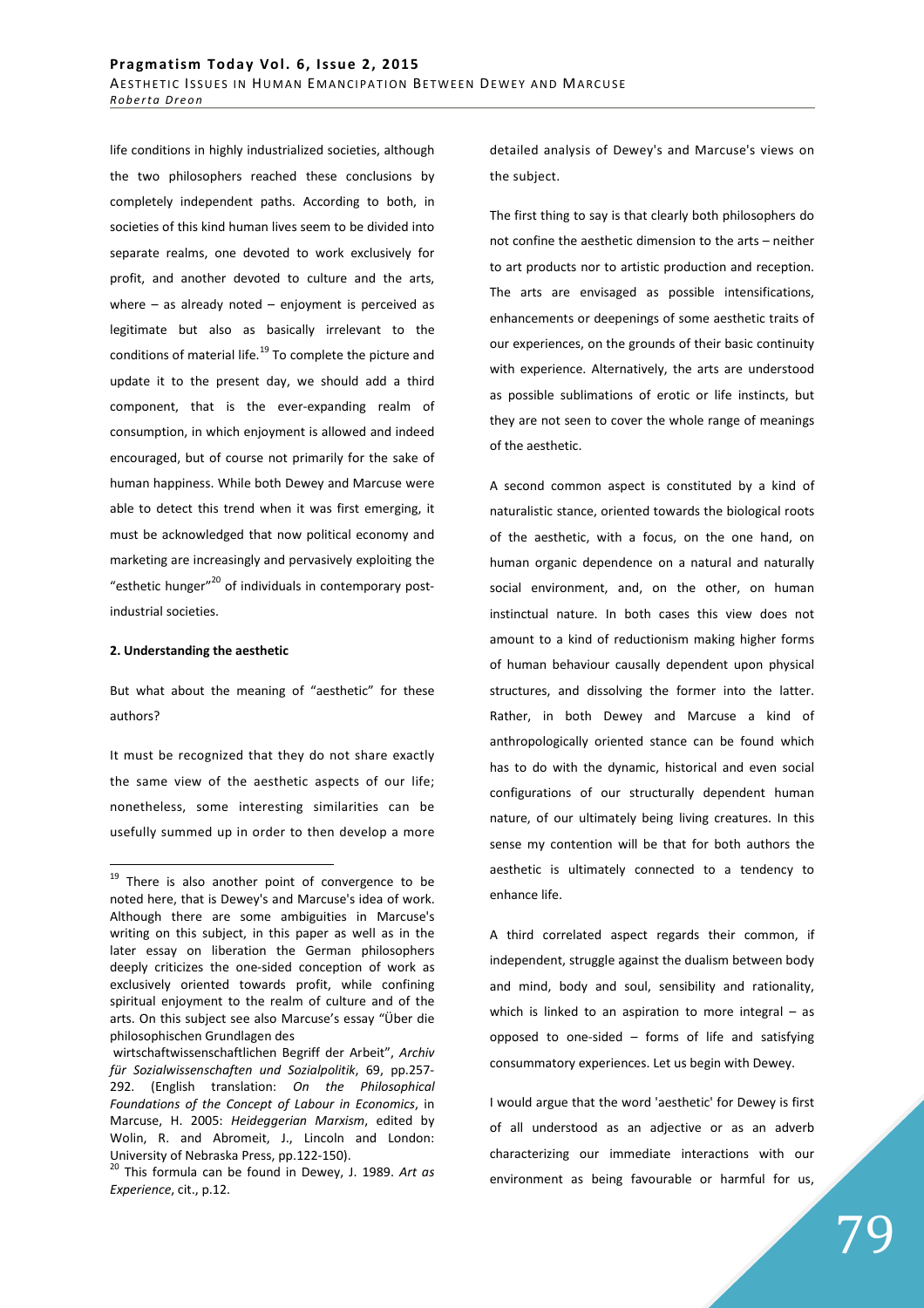life conditions in highly industrialized societies, although the two philosophers reached these conclusions by completely independent paths. According to both, in societies of this kind human lives seem to be divided into separate realms, one devoted to work exclusively for profit, and another devoted to culture and the arts, where – as already noted – enjoyment is perceived as legitimate but also as basically irrelevant to the conditions of material life.[19] To complete the picture and update it to the present day, we should add a third component, that is the ever-expanding realm of consumption, in which enjoyment is allowed and indeed encouraged, but of course not primarily for the sake of human happiness. While both Dewey and Marcuse were able to detect this trend when it was first emerging, it must be acknowledged that now political economy and marketing are increasingly and pervasively exploiting the "esthetic hunger"[20] of individuals in contemporary post-industrial societies.

**2. Understanding the aesthetic**

But what about the meaning of "aesthetic" for these authors?

It must be recognized that they do not share exactly the same view of the aesthetic aspects of our life; nonetheless, some interesting similarities can be usefully summed up in order to then develop a more detailed analysis of Dewey's and Marcuse's views on the subject.

The first thing to say is that clearly both philosophers do not confine the aesthetic dimension to the arts – neither to art products nor to artistic production and reception. The arts are envisaged as possible intensifications, enhancements or deepenings of some aesthetic traits of our experiences, on the grounds of their basic continuity with experience. Alternatively, the arts are understood as possible sublimations of erotic or life instincts, but they are not seen to cover the whole range of meanings of the aesthetic.

A second common aspect is constituted by a kind of naturalistic stance, oriented towards the biological roots of the aesthetic, with a focus, on the one hand, on human organic dependence on a natural and naturally social environment, and, on the other, on human instinctual nature. In both cases this view does not amount to a kind of reductionism making higher forms of human behaviour causally dependent upon physical structures, and dissolving the former into the latter. Rather, in both Dewey and Marcuse a kind of anthropologically oriented stance can be found which has to do with the dynamic, historical and even social configurations of our structurally dependent human nature, of our ultimately being living creatures. In this sense my contention will be that for both authors the aesthetic is ultimately connected to a tendency to enhance life.

A third correlated aspect regards their common, if independent, struggle against the dualism between body and mind, body and soul, sensibility and rationality, which is linked to an aspiration to more integral – as opposed to one-sided – forms of life and satisfying consummatory experiences. Let us begin with Dewey.

I would argue that the word 'aesthetic' for Dewey is first of all understood as an adjective or as an adverb characterizing our immediate interactions with our environment as being favourable or harmful for us,

---

[19] There is also another point of convergence to be noted here, that is Dewey's and Marcuse's idea of work. Although there are some ambiguities in Marcuse's writing on this subject, in this paper as well as in the later essay on liberation the German philosophers deeply criticizes the one-sided conception of work as exclusively oriented towards profit, while confining spiritual enjoyment to the realm of culture and of the arts. On this subject see also Marcuse's essay "Über die philosophischen Grundlagen des wirtschaftswissenschaftlichen Begriff der Arbeit", *Archiv für Sozialwissenschaften und Sozialpolitik*, 69, pp.257-292. (English translation: *On the Philosophical Foundations of the Concept of Labour in Economics*, in Marcuse, H. 2005: *Heideggerian Marxism*, edited by Wolin, R. and Abromeit, J., Lincoln and London: University of Nebraska Press, pp.122-150).

[20] This formula can be found in Dewey, J. 1989. *Art as Experience*, cit., p.12.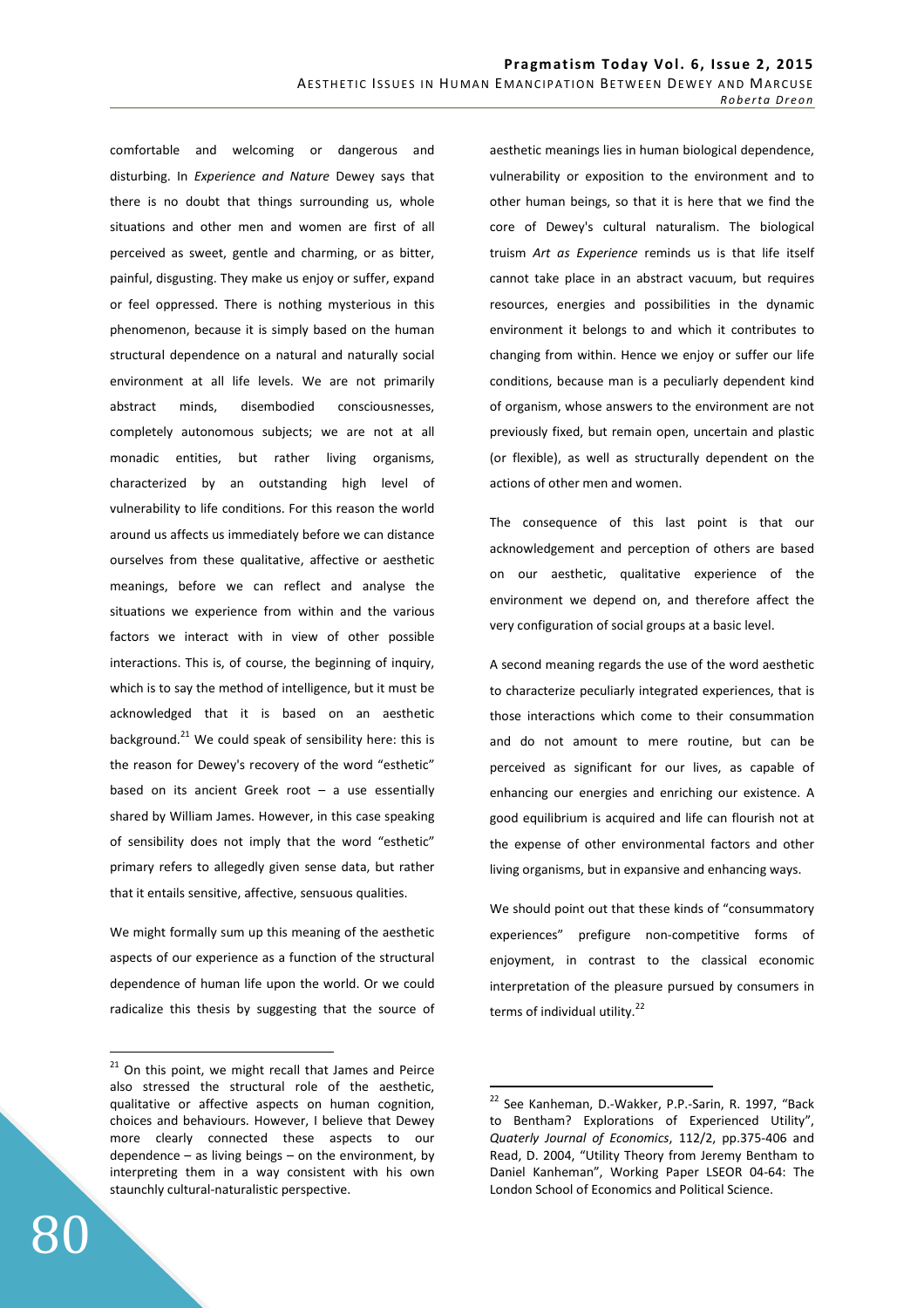comfortable and welcoming or dangerous and disturbing. In *Experience and Nature* Dewey says that there is no doubt that things surrounding us, whole situations and other men and women are first of all perceived as sweet, gentle and charming, or as bitter, painful, disgusting. They make us enjoy or suffer, expand or feel oppressed. There is nothing mysterious in this phenomenon, because it is simply based on the human structural dependence on a natural and naturally social environment at all life levels. We are not primarily abstract minds, disembodied consciousnesses, completely autonomous subjects; we are not at all monadic entities, but rather living organisms, characterized by an outstanding high level of vulnerability to life conditions. For this reason the world around us affects us immediately before we can distance ourselves from these qualitative, affective or aesthetic meanings, before we can reflect and analyse the situations we experience from within and the various factors we interact with in view of other possible interactions. This is, of course, the beginning of inquiry, which is to say the method of intelligence, but it must be acknowledged that it is based on an aesthetic background.[21] We could speak of sensibility here: this is the reason for Dewey's recovery of the word "esthetic" based on its ancient Greek root – a use essentially shared by William James. However, in this case speaking of sensibility does not imply that the word "esthetic" primary refers to allegedly given sense data, but rather that it entails sensitive, affective, sensuous qualities.

We might formally sum up this meaning of the aesthetic aspects of our experience as a function of the structural dependence of human life upon the world. Or we could radicalize this thesis by suggesting that the source of aesthetic meanings lies in human biological dependence, vulnerability or exposition to the environment and to other human beings, so that it is here that we find the core of Dewey's cultural naturalism. The biological truism *Art as Experience* reminds us is that life itself cannot take place in an abstract vacuum, but requires resources, energies and possibilities in the dynamic environment it belongs to and which it contributes to changing from within. Hence we enjoy or suffer our life conditions, because man is a peculiarly dependent kind of organism, whose answers to the environment are not previously fixed, but remain open, uncertain and plastic (or flexible), as well as structurally dependent on the actions of other men and women.

The consequence of this last point is that our acknowledgement and perception of others are based on our aesthetic, qualitative experience of the environment we depend on, and therefore affect the very configuration of social groups at a basic level.

A second meaning regards the use of the word aesthetic to characterize peculiarly integrated experiences, that is those interactions which come to their consummation and do not amount to mere routine, but can be perceived as significant for our lives, as capable of enhancing our energies and enriching our existence. A good equilibrium is acquired and life can flourish not at the expense of other environmental factors and other living organisms, but in expansive and enhancing ways.

We should point out that these kinds of "consummatory experiences" prefigure non-competitive forms of enjoyment, in contrast to the classical economic interpretation of the pleasure pursued by consumers in terms of individual utility.[22]

---

[21] On this point, we might recall that James and Peirce also stressed the structural role of the aesthetic, qualitative or affective aspects on human cognition, choices and behaviours. However, I believe that Dewey more clearly connected these aspects to our dependence – as living beings – on the environment, by interpreting them in a way consistent with his own staunchly cultural-naturalistic perspective.

[22] See Kanheman, D.-Wakker, P.P.-Sarin, R. 1997, "Back to Bentham? Explorations of Experienced Utility", *Quaterly Journal of Economics*, 112/2, pp.375-406 and Read, D. 2004, "Utility Theory from Jeremy Bentham to Daniel Kanheman", Working Paper LSEOR 04-64: The London School of Economics and Political Science.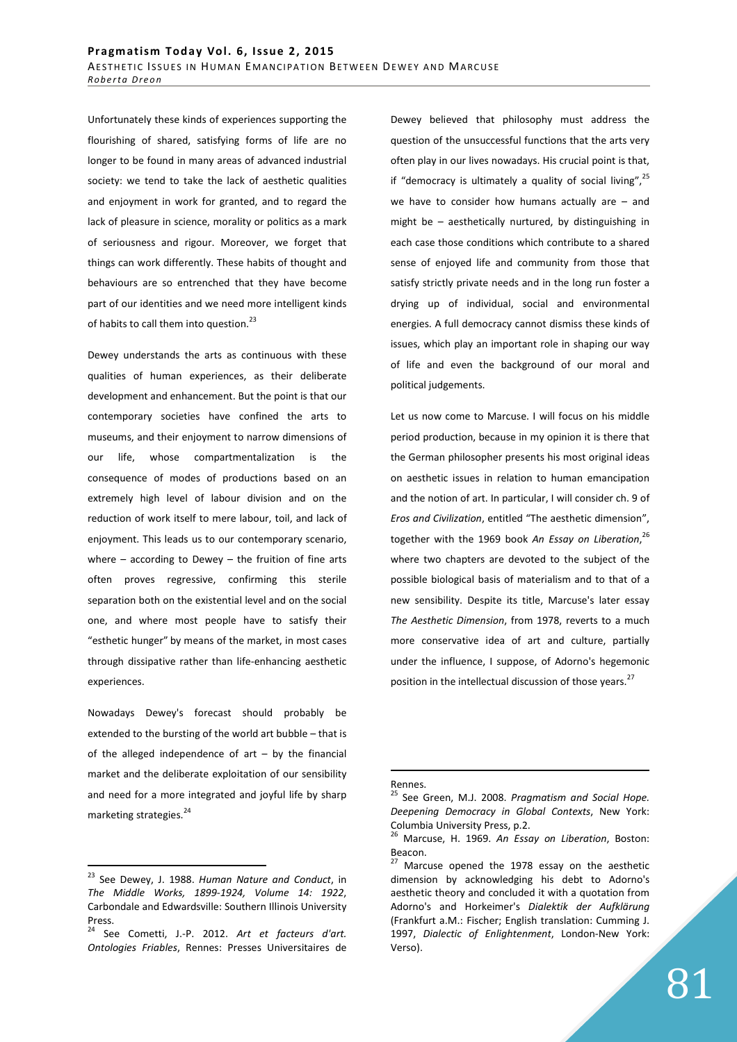Unfortunately these kinds of experiences supporting the flourishing of shared, satisfying forms of life are no longer to be found in many areas of advanced industrial society: we tend to take the lack of aesthetic qualities and enjoyment in work for granted, and to regard the lack of pleasure in science, morality or politics as a mark of seriousness and rigour. Moreover, we forget that things can work differently. These habits of thought and behaviours are so entrenched that they have become part of our identities and we need more intelligent kinds of habits to call them into question.[23]

Dewey understands the arts as continuous with these qualities of human experiences, as their deliberate development and enhancement. But the point is that our contemporary societies have confined the arts to museums, and their enjoyment to narrow dimensions of our life, whose compartmentalization is the consequence of modes of productions based on an extremely high level of labour division and on the reduction of work itself to mere labour, toil, and lack of enjoyment. This leads us to our contemporary scenario, where – according to Dewey – the fruition of fine arts often proves regressive, confirming this sterile separation both on the existential level and on the social one, and where most people have to satisfy their "esthetic hunger" by means of the market, in most cases through dissipative rather than life-enhancing aesthetic experiences.

Nowadays Dewey's forecast should probably be extended to the bursting of the world art bubble – that is of the alleged independence of art – by the financial market and the deliberate exploitation of our sensibility and need for a more integrated and joyful life by sharp marketing strategies.[24]

Dewey believed that philosophy must address the question of the unsuccessful functions that the arts very often play in our lives nowadays. His crucial point is that, if "democracy is ultimately a quality of social living",[25] we have to consider how humans actually are – and might be – aesthetically nurtured, by distinguishing in each case those conditions which contribute to a shared sense of enjoyed life and community from those that satisfy strictly private needs and in the long run foster a drying up of individual, social and environmental energies. A full democracy cannot dismiss these kinds of issues, which play an important role in shaping our way of life and even the background of our moral and political judgements.

Let us now come to Marcuse. I will focus on his middle period production, because in my opinion it is there that the German philosopher presents his most original ideas on aesthetic issues in relation to human emancipation and the notion of art. In particular, I will consider ch. 9 of *Eros and Civilization*, entitled "The aesthetic dimension", together with the 1969 book *An Essay on Liberation*,[26] where two chapters are devoted to the subject of the possible biological basis of materialism and to that of a new sensibility. Despite its title, Marcuse's later essay *The Aesthetic Dimension*, from 1978, reverts to a much more conservative idea of art and culture, partially under the influence, I suppose, of Adorno's hegemonic position in the intellectual discussion of those years.[27]

---

[23] See Dewey, J. 1988. *Human Nature and Conduct*, in *The Middle Works, 1899-1924, Volume 14: 1922*, Carbondale and Edwardsville: Southern Illinois University Press.

[24] See Cometti, J.-P. 2012. *Art et facteurs d'art. Ontologies Friables*, Rennes: Presses Universitaires de Rennes.

[25] See Green, M.J. 2008. *Pragmatism and Social Hope. Deepening Democracy in Global Contexts*, New York: Columbia University Press, p.2.

[26] Marcuse, H. 1969. *An Essay on Liberation*, Boston: Beacon.

[27] Marcuse opened the 1978 essay on the aesthetic dimension by acknowledging his debt to Adorno's aesthetic theory and concluded it with a quotation from Adorno's and Horkeimer's *Dialektik der Aufklärung* (Frankfurt a.M.: Fischer; English translation: Cumming J. 1997, *Dialectic of Enlightenment*, London-New York: Verso).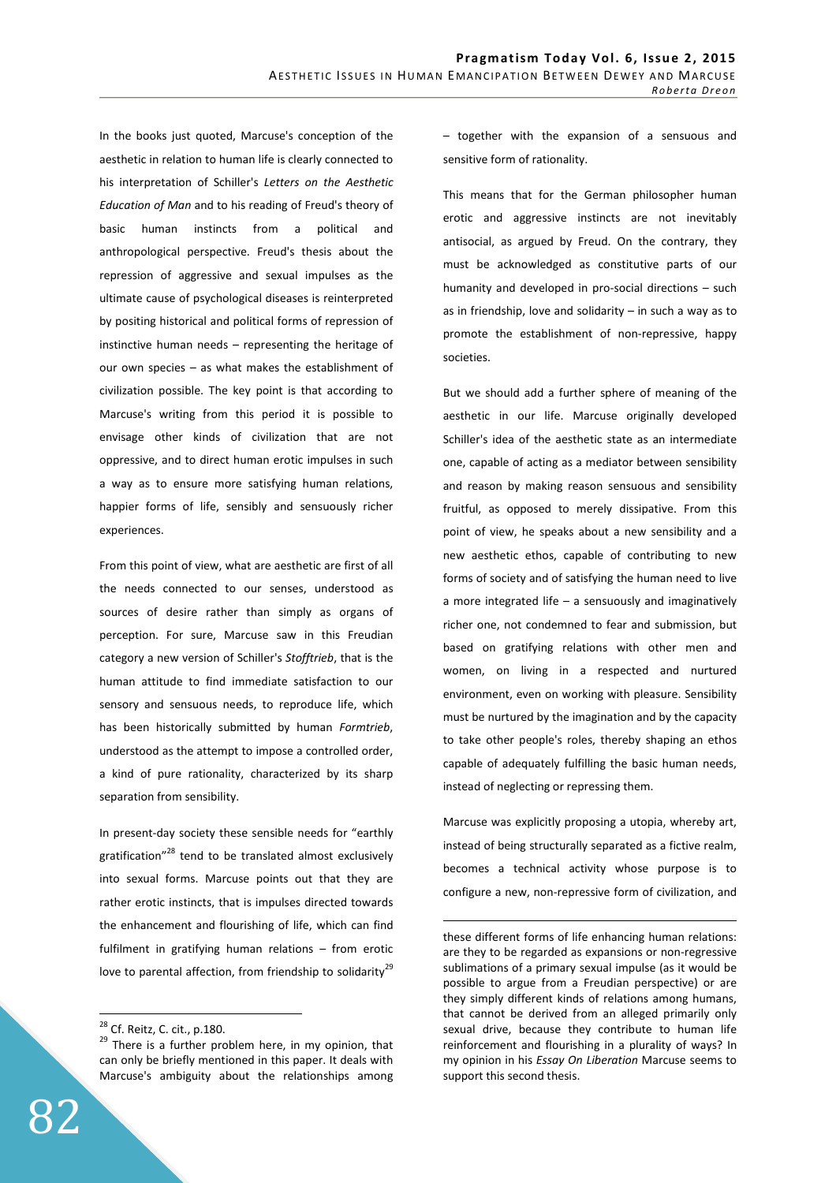In the books just quoted, Marcuse's conception of the aesthetic in relation to human life is clearly connected to his interpretation of Schiller's *Letters on the Aesthetic Education of Man* and to his reading of Freud's theory of basic human instincts from a political and anthropological perspective. Freud's thesis about the repression of aggressive and sexual impulses as the ultimate cause of psychological diseases is reinterpreted by positing historical and political forms of repression of instinctive human needs – representing the heritage of our own species – as what makes the establishment of civilization possible. The key point is that according to Marcuse's writing from this period it is possible to envisage other kinds of civilization that are not oppressive, and to direct human erotic impulses in such a way as to ensure more satisfying human relations, happier forms of life, sensibly and sensuously richer experiences.

From this point of view, what are aesthetic are first of all the needs connected to our senses, understood as sources of desire rather than simply as organs of perception. For sure, Marcuse saw in this Freudian category a new version of Schiller's *Stofftrieb*, that is the human attitude to find immediate satisfaction to our sensory and sensuous needs, to reproduce life, which has been historically submitted by human *Formtrieb*, understood as the attempt to impose a controlled order, a kind of pure rationality, characterized by its sharp separation from sensibility.

In present-day society these sensible needs for "earthly gratification"[28] tend to be translated almost exclusively into sexual forms. Marcuse points out that they are rather erotic instincts, that is impulses directed towards the enhancement and flourishing of life, which can find fulfilment in gratifying human relations – from erotic love to parental affection, from friendship to solidarity[29] – together with the expansion of a sensuous and sensitive form of rationality.

This means that for the German philosopher human erotic and aggressive instincts are not inevitably antisocial, as argued by Freud. On the contrary, they must be acknowledged as constitutive parts of our humanity and developed in pro-social directions – such as in friendship, love and solidarity – in such a way as to promote the establishment of non-repressive, happy societies.

But we should add a further sphere of meaning of the aesthetic in our life. Marcuse originally developed Schiller's idea of the aesthetic state as an intermediate one, capable of acting as a mediator between sensibility and reason by making reason sensuous and sensibility fruitful, as opposed to merely dissipative. From this point of view, he speaks about a new sensibility and a new aesthetic ethos, capable of contributing to new forms of society and of satisfying the human need to live a more integrated life – a sensuously and imaginatively richer one, not condemned to fear and submission, but based on gratifying relations with other men and women, on living in a respected and nurtured environment, even on working with pleasure. Sensibility must be nurtured by the imagination and by the capacity to take other people's roles, thereby shaping an ethos capable of adequately fulfilling the basic human needs, instead of neglecting or repressing them.

Marcuse was explicitly proposing a utopia, whereby art, instead of being structurally separated as a fictive realm, becomes a technical activity whose purpose is to configure a new, non-repressive form of civilization, and

[28] Cf. Reitz, C. cit., p.180.

[29] There is a further problem here, in my opinion, that can only be briefly mentioned in this paper. It deals with Marcuse's ambiguity about the relationships among these different forms of life enhancing human relations: are they to be regarded as expansions or non-regressive sublimations of a primary sexual impulse (as it would be possible to argue from a Freudian perspective) or are they simply different kinds of relations among humans, that cannot be derived from an alleged primarily only sexual drive, because they contribute to human life reinforcement and flourishing in a plurality of ways? In my opinion in his *Essay On Liberation* Marcuse seems to support this second thesis.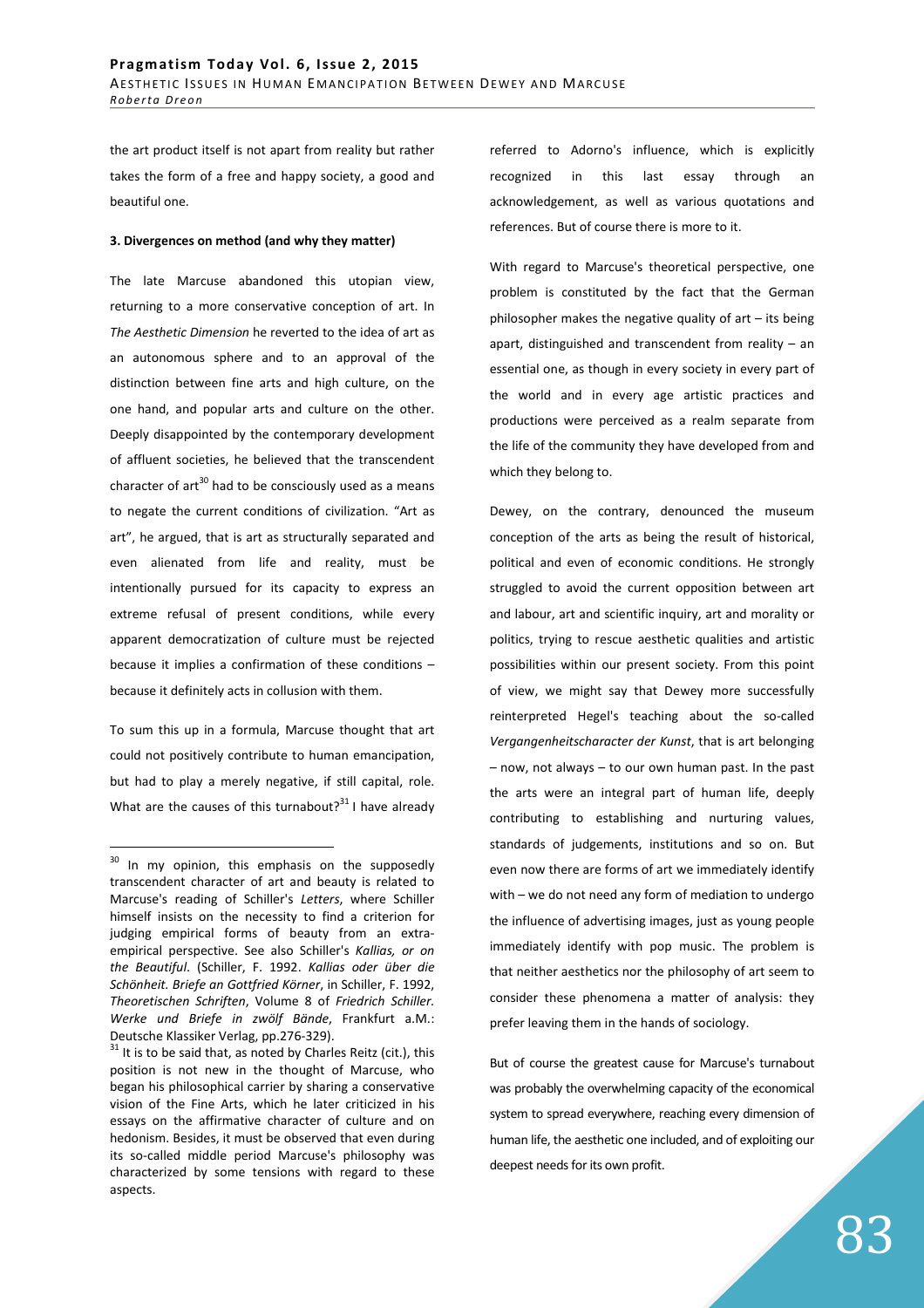the art product itself is not apart from reality but rather takes the form of a free and happy society, a good and beautiful one.

### 3. Divergences on method (and why they matter)

The late Marcuse abandoned this utopian view, returning to a more conservative conception of art. In *The Aesthetic Dimension* he reverted to the idea of art as an autonomous sphere and to an approval of the distinction between fine arts and high culture, on the one hand, and popular arts and culture on the other. Deeply disappointed by the contemporary development of affluent societies, he believed that the transcendent character of art[30] had to be consciously used as a means to negate the current conditions of civilization. "Art as art", he argued, that is art as structurally separated and even alienated from life and reality, must be intentionally pursued for its capacity to express an extreme refusal of present conditions, while every apparent democratization of culture must be rejected because it implies a confirmation of these conditions – because it definitely acts in collusion with them.

To sum this up in a formula, Marcuse thought that art could not positively contribute to human emancipation, but had to play a merely negative, if still capital, role. What are the causes of this turnabout?[31] I have already referred to Adorno's influence, which is explicitly recognized in this last essay through an acknowledgement, as well as various quotations and references. But of course there is more to it.

With regard to Marcuse's theoretical perspective, one problem is constituted by the fact that the German philosopher makes the negative quality of art – its being apart, distinguished and transcendent from reality – an essential one, as though in every society in every part of the world and in every age artistic practices and productions were perceived as a realm separate from the life of the community they have developed from and which they belong to.

Dewey, on the contrary, denounced the museum conception of the arts as being the result of historical, political and even of economic conditions. He strongly struggled to avoid the current opposition between art and labour, art and scientific inquiry, art and morality or politics, trying to rescue aesthetic qualities and artistic possibilities within our present society. From this point of view, we might say that Dewey more successfully reinterpreted Hegel's teaching about the so-called *Vergangenheitscharacter der Kunst*, that is art belonging – now, not always – to our own human past. In the past the arts were an integral part of human life, deeply contributing to establishing and nurturing values, standards of judgements, institutions and so on. But even now there are forms of art we immediately identify with – we do not need any form of mediation to undergo the influence of advertising images, just as young people immediately identify with pop music. The problem is that neither aesthetics nor the philosophy of art seem to consider these phenomena a matter of analysis: they prefer leaving them in the hands of sociology.

But of course the greatest cause for Marcuse's turnabout was probably the overwhelming capacity of the economical system to spread everywhere, reaching every dimension of human life, the aesthetic one included, and of exploiting our deepest needs for its own profit.

---

[30] In my opinion, this emphasis on the supposedly transcendent character of art and beauty is related to Marcuse's reading of Schiller's *Letters*, where Schiller himself insists on the necessity to find a criterion for judging empirical forms of beauty from an extra-empirical perspective. See also Schiller's *Kallias, or on the Beautiful*. (Schiller, F. 1992. *Kallias oder über die Schönheit. Briefe an Gottfried Körner*, in Schiller, F. 1992, *Theoretischen Schriften*, Volume 8 of *Friedrich Schiller. Werke und Briefe in zwölf Bände*, Frankfurt a.M.: Deutsche Klassiker Verlag, pp.276-329).

[31] It is to be said that, as noted by Charles Reitz (cit.), this position is not new in the thought of Marcuse, who began his philosophical carrier by sharing a conservative vision of the Fine Arts, which he later criticized in his essays on the affirmative character of culture and on hedonism. Besides, it must be observed that even during its so-called middle period Marcuse's philosophy was characterized by some tensions with regard to these aspects.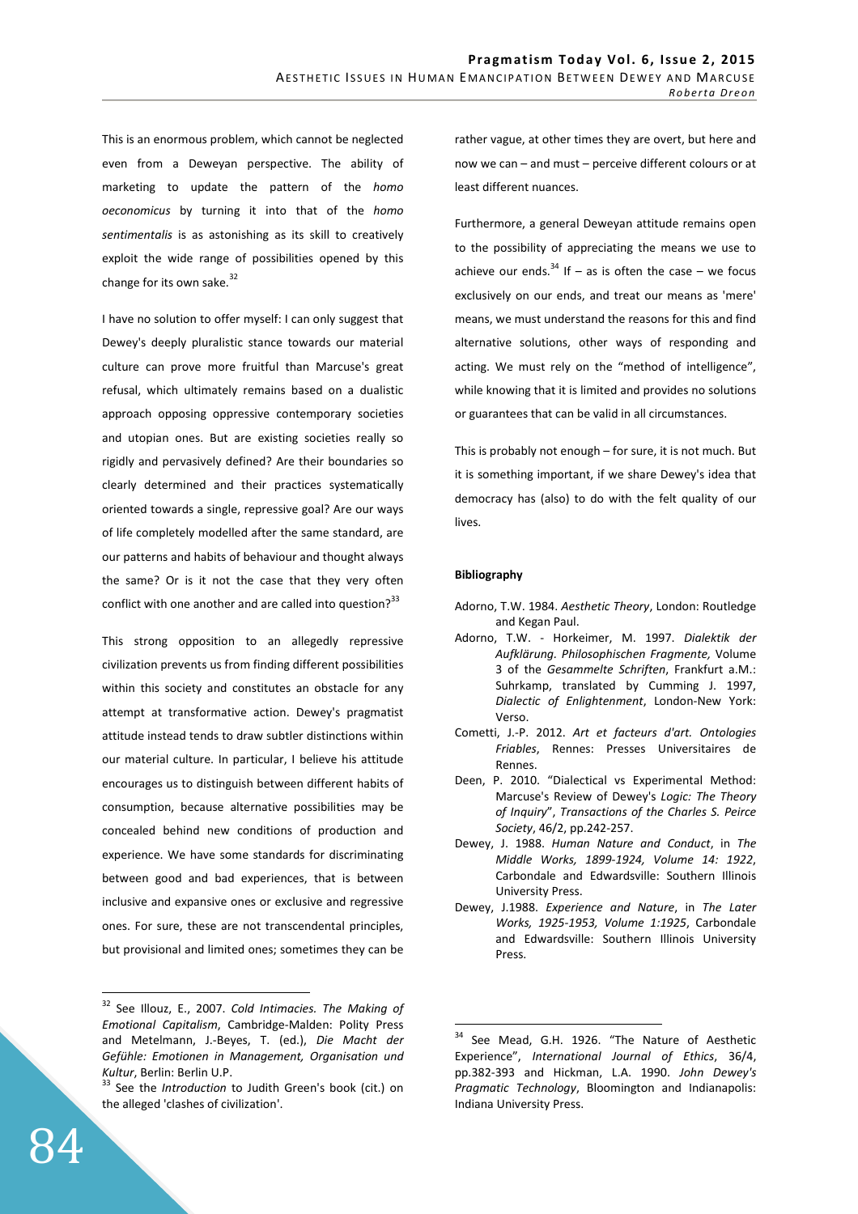This is an enormous problem, which cannot be neglected even from a Deweyan perspective. The ability of marketing to update the pattern of the *homo oeconomicus* by turning it into that of the *homo sentimentalis* is as astonishing as its skill to creatively exploit the wide range of possibilities opened by this change for its own sake.[32]

I have no solution to offer myself: I can only suggest that Dewey's deeply pluralistic stance towards our material culture can prove more fruitful than Marcuse's great refusal, which ultimately remains based on a dualistic approach opposing oppressive contemporary societies and utopian ones. But are existing societies really so rigidly and pervasively defined? Are their boundaries so clearly determined and their practices systematically oriented towards a single, repressive goal? Are our ways of life completely modelled after the same standard, are our patterns and habits of behaviour and thought always the same? Or is it not the case that they very often conflict with one another and are called into question?[33]

This strong opposition to an allegedly repressive civilization prevents us from finding different possibilities within this society and constitutes an obstacle for any attempt at transformative action. Dewey's pragmatist attitude instead tends to draw subtler distinctions within our material culture. In particular, I believe his attitude encourages us to distinguish between different habits of consumption, because alternative possibilities may be concealed behind new conditions of production and experience. We have some standards for discriminating between good and bad experiences, that is between inclusive and expansive ones or exclusive and regressive ones. For sure, these are not transcendental principles, but provisional and limited ones; sometimes they can be rather vague, at other times they are overt, but here and now we can – and must – perceive different colours or at least different nuances.

Furthermore, a general Deweyan attitude remains open to the possibility of appreciating the means we use to achieve our ends.[34] If – as is often the case – we focus exclusively on our ends, and treat our means as 'mere' means, we must understand the reasons for this and find alternative solutions, other ways of responding and acting. We must rely on the "method of intelligence", while knowing that it is limited and provides no solutions or guarantees that can be valid in all circumstances.

This is probably not enough – for sure, it is not much. But it is something important, if we share Dewey's idea that democracy has (also) to do with the felt quality of our lives.

**Bibliography**

- Adorno, T.W. 1984. *Aesthetic Theory*, London: Routledge and Kegan Paul.
- Adorno, T.W. - Horkeimer, M. 1997. *Dialektik der Aufklärung. Philosophischen Fragmente,* Volume 3 of the *Gesammelte Schriften*, Frankfurt a.M.: Suhrkamp, translated by Cumming J. 1997, *Dialectic of Enlightenment*, London-New York: Verso.
- Cometti, J.-P. 2012. *Art et facteurs d'art. Ontologies Friables*, Rennes: Presses Universitaires de Rennes.
- Deen, P. 2010. "Dialectical vs Experimental Method: Marcuse's Review of Dewey's *Logic: The Theory of Inquiry*", *Transactions of the Charles S. Peirce Society*, 46/2, pp.242-257.
- Dewey, J. 1988. *Human Nature and Conduct*, in *The Middle Works, 1899-1924, Volume 14: 1922*, Carbondale and Edwardsville: Southern Illinois University Press.
- Dewey, J.1988. *Experience and Nature*, in *The Later Works, 1925-1953, Volume 1:1925*, Carbondale and Edwardsville: Southern Illinois University Press.

---

[32] See Illouz, E., 2007. *Cold Intimacies. The Making of Emotional Capitalism*, Cambridge-Malden: Polity Press and Metelmann, J.-Beyes, T. (ed.), *Die Macht der Gefühle: Emotionen in Management, Organisation und Kultur*, Berlin: Berlin U.P.

[33] See the *Introduction* to Judith Green's book (cit.) on the alleged 'clashes of civilization'.

[34] See Mead, G.H. 1926. "The Nature of Aesthetic Experience", *International Journal of Ethics*, 36/4, pp.382-393 and Hickman, L.A. 1990. *John Dewey's Pragmatic Technology*, Bloomington and Indianapolis: Indiana University Press.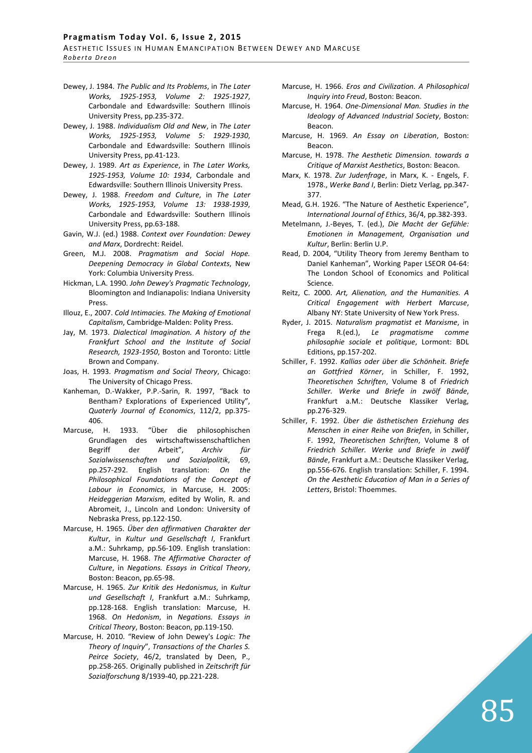Dewey, J. 1984. *The Public and Its Problems*, in *The Later Works, 1925-1953, Volume 2: 1925-1927*, Carbondale and Edwardsville: Southern Illinois University Press, pp.235-372.

Dewey, J. 1988. *Individualism Old and New*, in *The Later Works, 1925-1953, Volume 5: 1929-1930*, Carbondale and Edwardsville: Southern Illinois University Press, pp.41-123.

Dewey, J. 1989. *Art as Experience*, in *The Later Works, 1925-1953, Volume 10: 1934*, Carbondale and Edwardsville: Southern Illinois University Press.

Dewey, J. 1988. *Freedom and Culture*, in *The Later Works, 1925-1953, Volume 13: 1938-1939*, Carbondale and Edwardsville: Southern Illinois University Press, pp.63-188.

Gavin, W.J. (ed.) 1988. *Context over Foundation: Dewey and Marx*, Dordrecht: Reidel.

Green, M.J. 2008. *Pragmatism and Social Hope. Deepening Democracy in Global Contexts*, New York: Columbia University Press.

Hickman, L.A. 1990. *John Dewey's Pragmatic Technology*, Bloomington and Indianapolis: Indiana University Press.

Illouz, E., 2007. *Cold Intimacies. The Making of Emotional Capitalism*, Cambridge-Malden: Polity Press.

Jay, M. 1973. *Dialectical Imagination. A history of the Frankfurt School and the Institute of Social Research, 1923-1950*, Boston and Toronto: Little Brown and Company.

Joas, H. 1993. *Pragmatism and Social Theory*, Chicago: The University of Chicago Press.

Kanheman, D.-Wakker, P.P.-Sarin, R. 1997, "Back to Bentham? Explorations of Experienced Utility", *Quaterly Journal of Economics*, 112/2, pp.375-406.

Marcuse, H. 1933. "Über die philosophischen Grundlagen des wirtschaftswissenschaftlichen Begriff der Arbeit", *Archiv für Sozialwissenschaften und Sozialpolitik*, 69, pp.257-292. English translation: *On the Philosophical Foundations of the Concept of Labour in Economics*, in Marcuse, H. 2005: *Heideggerian Marxism*, edited by Wolin, R. and Abromeit, J., Lincoln and London: University of Nebraska Press, pp.122-150.

Marcuse, H. 1965. *Über den affirmativen Charakter der Kultur*, in *Kultur und Gesellschaft I*, Frankfurt a.M.: Suhrkamp, pp.56-109. English translation: Marcuse, H. 1968. *The Affirmative Character of Culture*, in *Negations. Essays in Critical Theory*, Boston: Beacon, pp.65-98.

Marcuse, H. 1965. *Zur Kritik des Hedonismus*, in *Kultur und Gesellschaft I*, Frankfurt a.M.: Suhrkamp, pp.128-168. English translation: Marcuse, H. 1968. *On Hedonism*, in *Negations. Essays in Critical Theory*, Boston: Beacon, pp.119-150.

Marcuse, H. 2010. "Review of John Dewey's *Logic: The Theory of Inquiry*", *Transactions of the Charles S. Peirce Society*, 46/2, translated by Deen, P., pp.258-265. Originally published in *Zeitschrift für Sozialforschung* 8/1939-40, pp.221-228.

Marcuse, H. 1966. *Eros and Civilization. A Philosophical Inquiry into Freud*, Boston: Beacon.

Marcuse, H. 1964. *One-Dimensional Man. Studies in the Ideology of Advanced Industrial Society*, Boston: Beacon.

Marcuse, H. 1969. *An Essay on Liberation*, Boston: Beacon.

Marcuse, H. 1978. *The Aesthetic Dimension. towards a Critique of Marxist Aesthetics*, Boston: Beacon.

Marx, K. 1978. *Zur Judenfrage*, in Marx, K. - Engels, F. 1978., *Werke Band I*, Berlin: Dietz Verlag, pp.347-377.

Mead, G.H. 1926. "The Nature of Aesthetic Experience", *International Journal of Ethics*, 36/4, pp.382-393.

Metelmann, J.-Beyes, T. (ed.), *Die Macht der Gefühle: Emotionen in Management, Organisation und Kultur*, Berlin: Berlin U.P.

Read, D. 2004, "Utility Theory from Jeremy Bentham to Daniel Kanheman", Working Paper LSEOR 04-64: The London School of Economics and Political Science.

Reitz, C. 2000. *Art, Alienation, and the Humanities. A Critical Engagement with Herbert Marcuse*, Albany NY: State University of New York Press.

Ryder, J. 2015. *Naturalism pragmatist et Marxisme*, in Frega R.(ed.), *Le pragmatisme comme philosophie sociale et politique*, Lormont: BDL Editions, pp.157-202.

Schiller, F. 1992. *Kallias oder über die Schönheit. Briefe an Gottfried Körner*, in Schiller, F. 1992, *Theoretischen Schriften*, Volume 8 of *Friedrich Schiller. Werke und Briefe in zwölf Bände*, Frankfurt a.M.: Deutsche Klassiker Verlag, pp.276-329.

Schiller, F. 1992. *Über die ästhetischen Erziehung des Menschen in einer Reihe von Briefen*, in Schiller, F. 1992, *Theoretischen Schriften*, Volume 8 of *Friedrich Schiller. Werke und Briefe in zwölf Bände*, Frankfurt a.M.: Deutsche Klassiker Verlag, pp.556-676. English translation: Schiller, F. 1994. *On the Aesthetic Education of Man in a Series of Letters*, Bristol: Thoemmes.